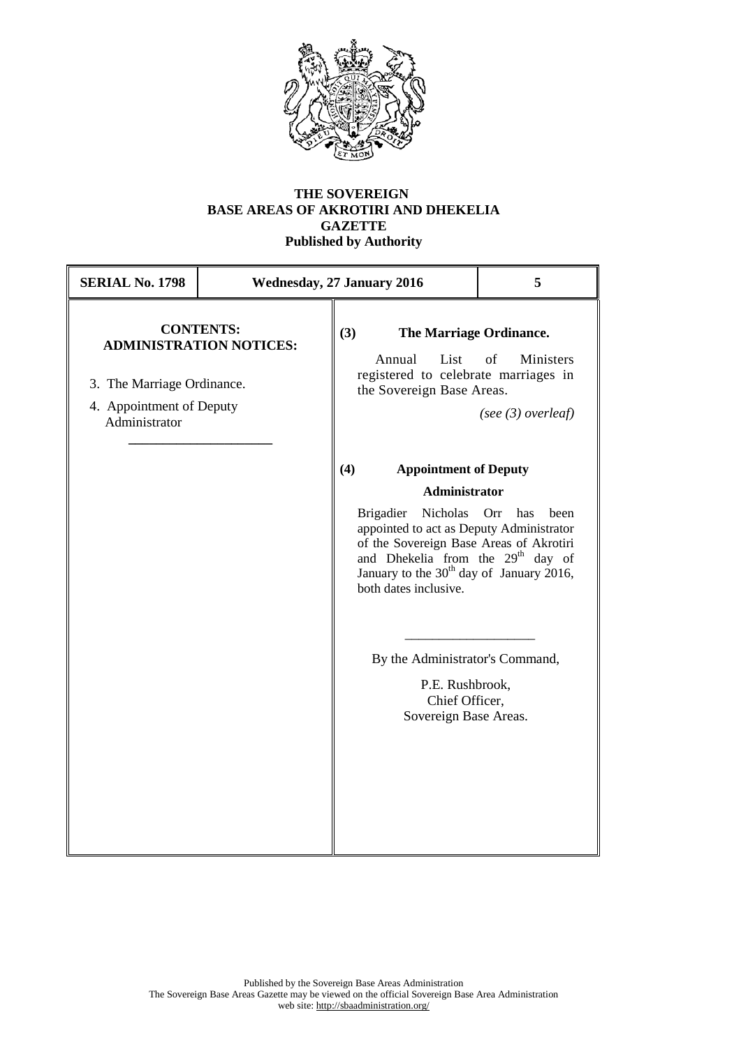**THE SOVEREIGN**
**BASE AREAS OF AKROTIRI AND DHEKELIA**
**GAZETTE**
**Published by Authority**

| **SERIAL No. 1798** | **Wednesday, 27 January 2016** | **5** |
|---|---|---|

**CONTENTS:**
**ADMINISTRATION NOTICES:**

3. The Marriage Ordinance.
4. Appointment of Deputy Administrator

---

**(3) The Marriage Ordinance.**

Annual List of Ministers registered to celebrate marriages in the Sovereign Base Areas.

*(see (3) overleaf)*

**(4) Appointment of Deputy Administrator**

Brigadier Nicholas Orr has been appointed to act as Deputy Administrator of the Sovereign Base Areas of Akrotiri and Dhekelia from the 29th day of January to the 30th day of January 2016, both dates inclusive.

---

By the Administrator's Command,

P.E. Rushbrook,
Chief Officer,
Sovereign Base Areas.

Published by the Sovereign Base Areas Administration
The Sovereign Base Areas Gazette may be viewed on the official Sovereign Base Area Administration web site: http://sbaadministration.org/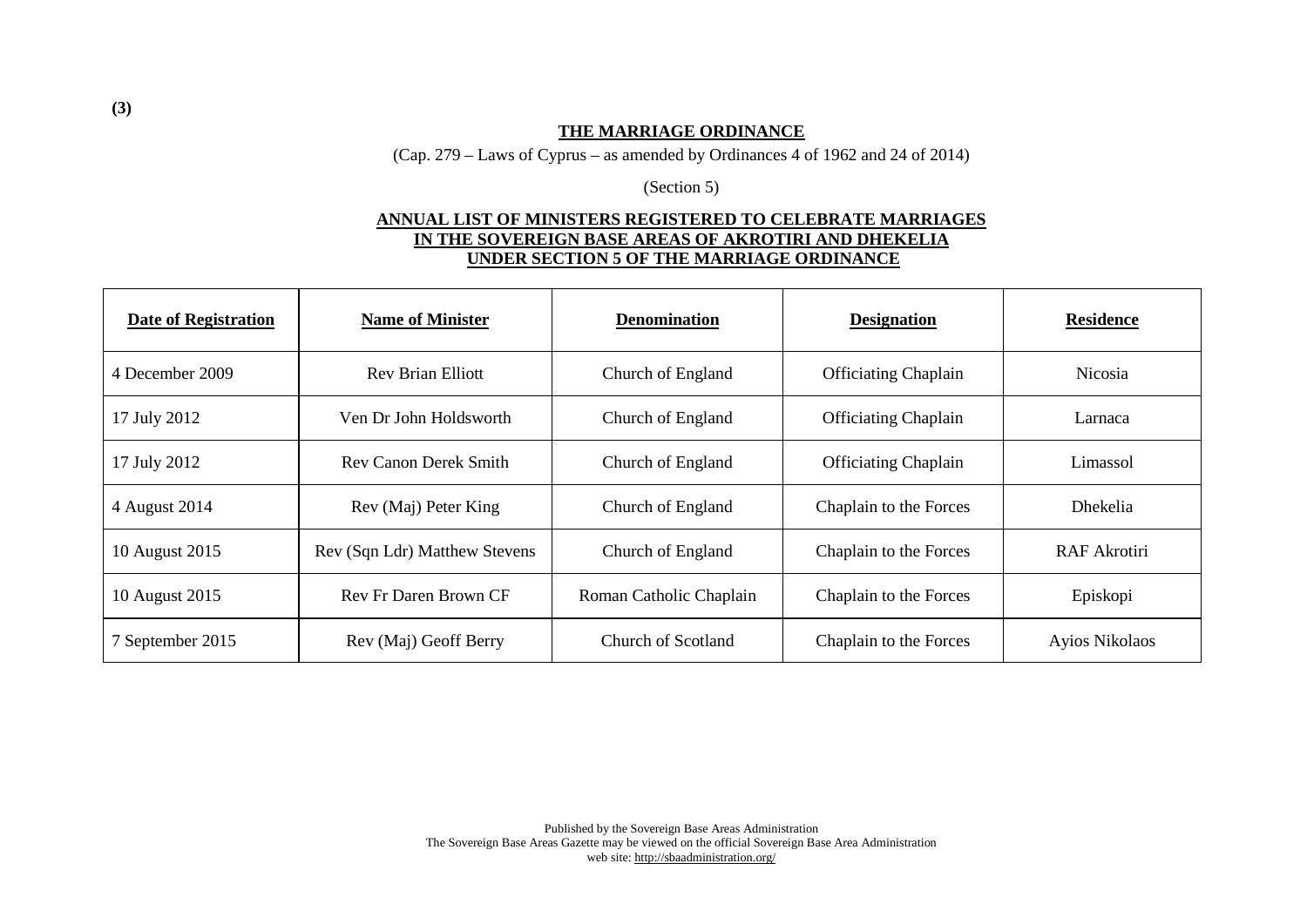(3)

## THE MARRIAGE ORDINANCE

(Cap. 279 – Laws of Cyprus – as amended by Ordinances 4 of 1962 and 24 of 2014)

(Section 5)

### ANNUAL LIST OF MINISTERS REGISTERED TO CELEBRATE MARRIAGES IN THE SOVEREIGN BASE AREAS OF AKROTIRI AND DHEKELIA UNDER SECTION 5 OF THE MARRIAGE ORDINANCE

| Date of Registration | Name of Minister | Denomination | Designation | Residence |
|---|---|---|---|---|
| 4 December 2009 | Rev Brian Elliott | Church of England | Officiating Chaplain | Nicosia |
| 17 July 2012 | Ven Dr John Holdsworth | Church of England | Officiating Chaplain | Larnaca |
| 17 July 2012 | Rev Canon Derek Smith | Church of England | Officiating Chaplain | Limassol |
| 4 August 2014 | Rev (Maj) Peter King | Church of England | Chaplain to the Forces | Dhekelia |
| 10 August 2015 | Rev (Sqn Ldr) Matthew Stevens | Church of England | Chaplain to the Forces | RAF Akrotiri |
| 10 August 2015 | Rev Fr Daren Brown CF | Roman Catholic Chaplain | Chaplain to the Forces | Episkopi |
| 7 September 2015 | Rev (Maj) Geoff Berry | Church of Scotland | Chaplain to the Forces | Ayios Nikolaos |

Published by the Sovereign Base Areas Administration
The Sovereign Base Areas Gazette may be viewed on the official Sovereign Base Area Administration web site: http://sbaadministration.org/